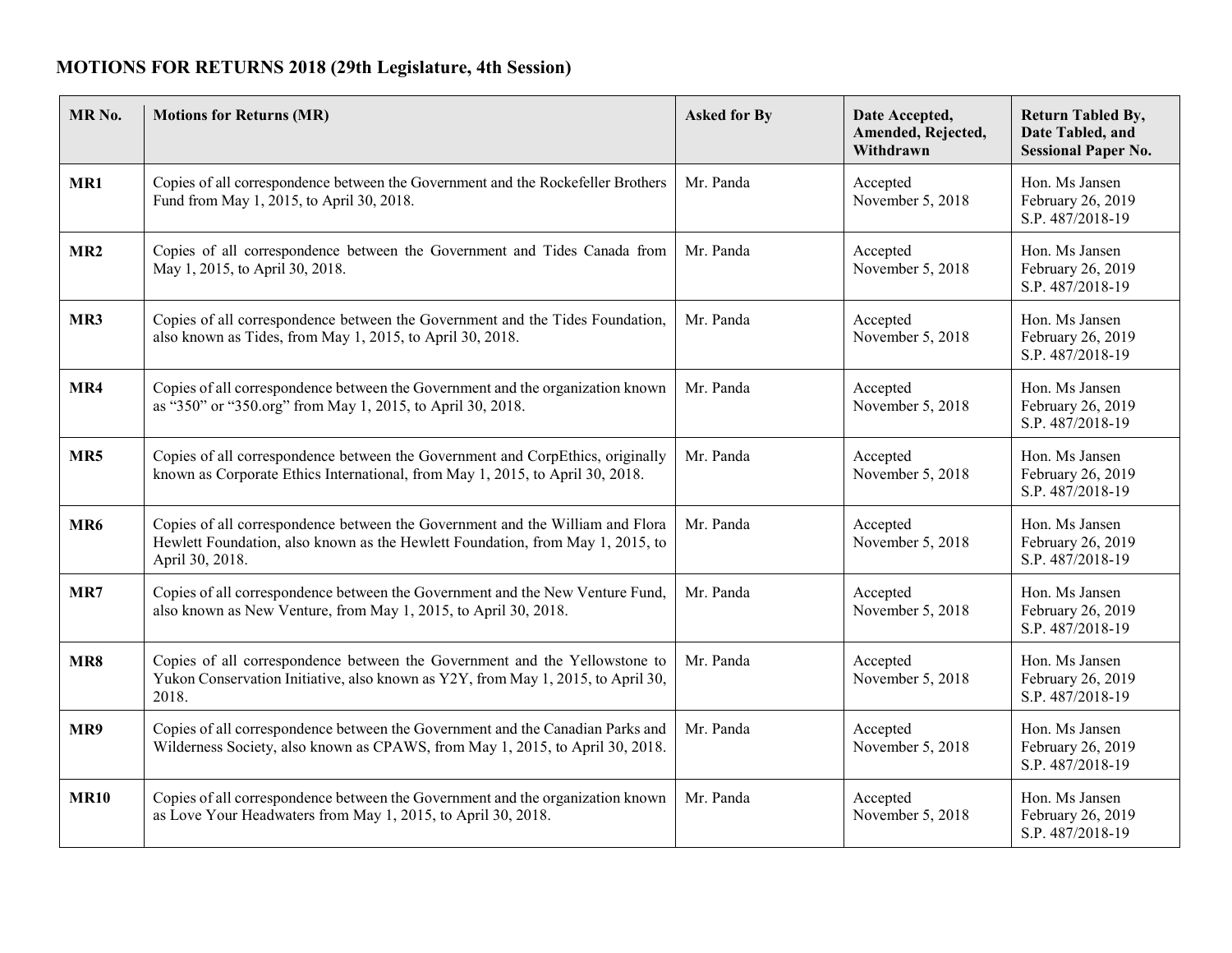# MOTIONS FOR RETURNS 2018 (29th Legislature, 4th Session)

| MR No. | Motions for Returns (MR) | Asked for By | Date Accepted, Amended, Rejected, Withdrawn | Return Tabled By, Date Tabled, and Sessional Paper No. |
|---|---|---|---|---|
| **MR1** | Copies of all correspondence between the Government and the Rockefeller Brothers Fund from May 1, 2015, to April 30, 2018. | Mr. Panda | Accepted November 5, 2018 | Hon. Ms Jansen February 26, 2019 S.P. 487/2018-19 |
| **MR2** | Copies of all correspondence between the Government and Tides Canada from May 1, 2015, to April 30, 2018. | Mr. Panda | Accepted November 5, 2018 | Hon. Ms Jansen February 26, 2019 S.P. 487/2018-19 |
| **MR3** | Copies of all correspondence between the Government and the Tides Foundation, also known as Tides, from May 1, 2015, to April 30, 2018. | Mr. Panda | Accepted November 5, 2018 | Hon. Ms Jansen February 26, 2019 S.P. 487/2018-19 |
| **MR4** | Copies of all correspondence between the Government and the organization known as "350" or "350.org" from May 1, 2015, to April 30, 2018. | Mr. Panda | Accepted November 5, 2018 | Hon. Ms Jansen February 26, 2019 S.P. 487/2018-19 |
| **MR5** | Copies of all correspondence between the Government and CorpEthics, originally known as Corporate Ethics International, from May 1, 2015, to April 30, 2018. | Mr. Panda | Accepted November 5, 2018 | Hon. Ms Jansen February 26, 2019 S.P. 487/2018-19 |
| **MR6** | Copies of all correspondence between the Government and the William and Flora Hewlett Foundation, also known as the Hewlett Foundation, from May 1, 2015, to April 30, 2018. | Mr. Panda | Accepted November 5, 2018 | Hon. Ms Jansen February 26, 2019 S.P. 487/2018-19 |
| **MR7** | Copies of all correspondence between the Government and the New Venture Fund, also known as New Venture, from May 1, 2015, to April 30, 2018. | Mr. Panda | Accepted November 5, 2018 | Hon. Ms Jansen February 26, 2019 S.P. 487/2018-19 |
| **MR8** | Copies of all correspondence between the Government and the Yellowstone to Yukon Conservation Initiative, also known as Y2Y, from May 1, 2015, to April 30, 2018. | Mr. Panda | Accepted November 5, 2018 | Hon. Ms Jansen February 26, 2019 S.P. 487/2018-19 |
| **MR9** | Copies of all correspondence between the Government and the Canadian Parks and Wilderness Society, also known as CPAWS, from May 1, 2015, to April 30, 2018. | Mr. Panda | Accepted November 5, 2018 | Hon. Ms Jansen February 26, 2019 S.P. 487/2018-19 |
| **MR10** | Copies of all correspondence between the Government and the organization known as Love Your Headwaters from May 1, 2015, to April 30, 2018. | Mr. Panda | Accepted November 5, 2018 | Hon. Ms Jansen February 26, 2019 S.P. 487/2018-19 |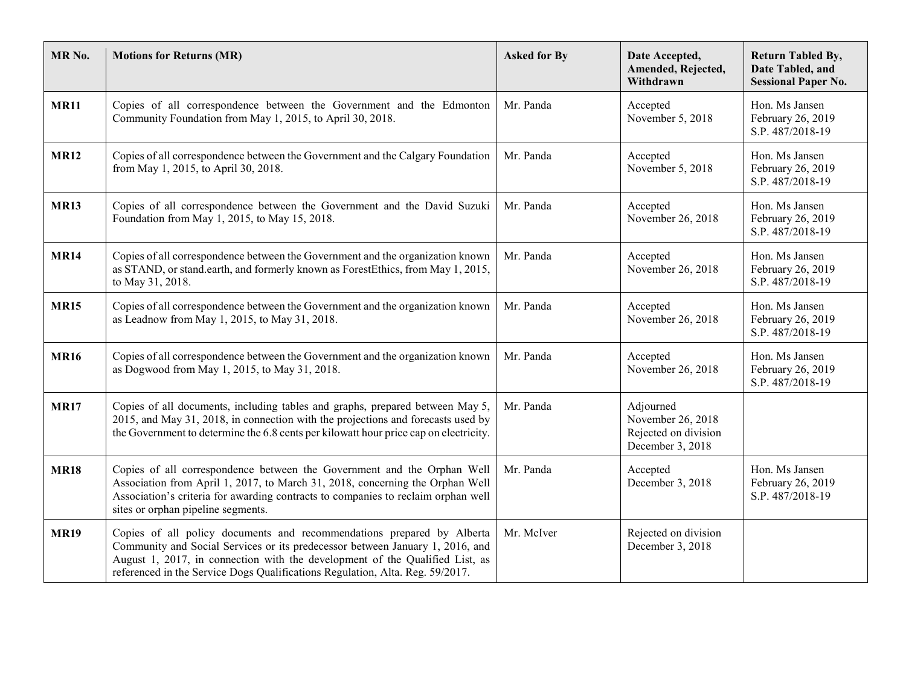| MR No. | Motions for Returns (MR) | Asked for By | Date Accepted, Amended, Rejected, Withdrawn | Return Tabled By, Date Tabled, and Sessional Paper No. |
|---|---|---|---|---|
| **MR11** | Copies of all correspondence between the Government and the Edmonton Community Foundation from May 1, 2015, to April 30, 2018. | Mr. Panda | Accepted November 5, 2018 | Hon. Ms Jansen February 26, 2019 S.P. 487/2018-19 |
| **MR12** | Copies of all correspondence between the Government and the Calgary Foundation from May 1, 2015, to April 30, 2018. | Mr. Panda | Accepted November 5, 2018 | Hon. Ms Jansen February 26, 2019 S.P. 487/2018-19 |
| **MR13** | Copies of all correspondence between the Government and the David Suzuki Foundation from May 1, 2015, to May 15, 2018. | Mr. Panda | Accepted November 26, 2018 | Hon. Ms Jansen February 26, 2019 S.P. 487/2018-19 |
| **MR14** | Copies of all correspondence between the Government and the organization known as STAND, or stand.earth, and formerly known as ForestEthics, from May 1, 2015, to May 31, 2018. | Mr. Panda | Accepted November 26, 2018 | Hon. Ms Jansen February 26, 2019 S.P. 487/2018-19 |
| **MR15** | Copies of all correspondence between the Government and the organization known as Leadnow from May 1, 2015, to May 31, 2018. | Mr. Panda | Accepted November 26, 2018 | Hon. Ms Jansen February 26, 2019 S.P. 487/2018-19 |
| **MR16** | Copies of all correspondence between the Government and the organization known as Dogwood from May 1, 2015, to May 31, 2018. | Mr. Panda | Accepted November 26, 2018 | Hon. Ms Jansen February 26, 2019 S.P. 487/2018-19 |
| **MR17** | Copies of all documents, including tables and graphs, prepared between May 5, 2015, and May 31, 2018, in connection with the projections and forecasts used by the Government to determine the 6.8 cents per kilowatt hour price cap on electricity. | Mr. Panda | Adjourned November 26, 2018 Rejected on division December 3, 2018 | |
| **MR18** | Copies of all correspondence between the Government and the Orphan Well Association from April 1, 2017, to March 31, 2018, concerning the Orphan Well Association's criteria for awarding contracts to companies to reclaim orphan well sites or orphan pipeline segments. | Mr. Panda | Accepted December 3, 2018 | Hon. Ms Jansen February 26, 2019 S.P. 487/2018-19 |
| **MR19** | Copies of all policy documents and recommendations prepared by Alberta Community and Social Services or its predecessor between January 1, 2016, and August 1, 2017, in connection with the development of the Qualified List, as referenced in the Service Dogs Qualifications Regulation, Alta. Reg. 59/2017. | Mr. McIver | Rejected on division December 3, 2018 | |